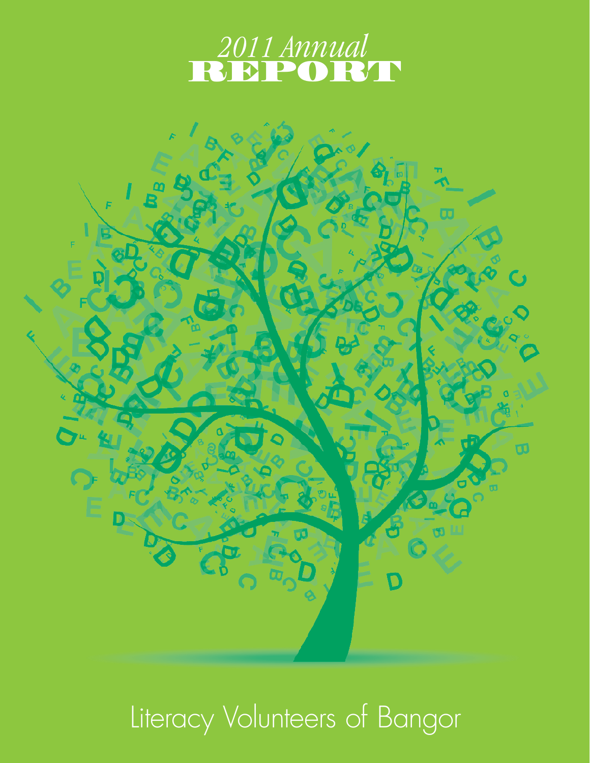# *2011 Annual* REPORT

Literacy Volunteers of Bangor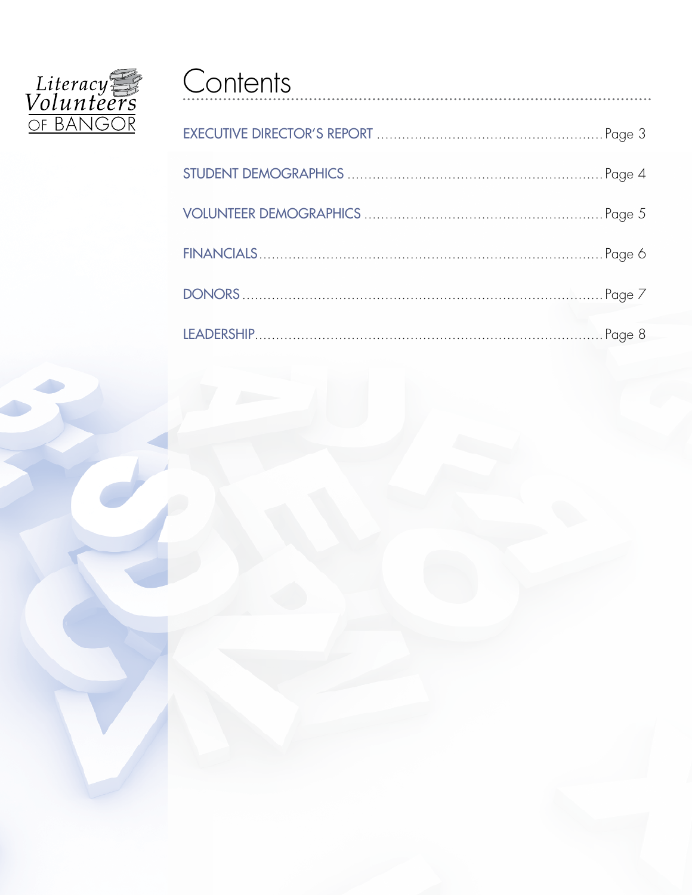Literacy Volunteers of BANGOR

# Contents

| | |
|---|---|
| EXECUTIVE DIRECTOR'S REPORT | Page 3 |
| STUDENT DEMOGRAPHICS | Page 4 |
| VOLUNTEER DEMOGRAPHICS | Page 5 |
| FINANCIALS | Page 6 |
| DONORS | Page 7 |
| LEADERSHIP | Page 8 |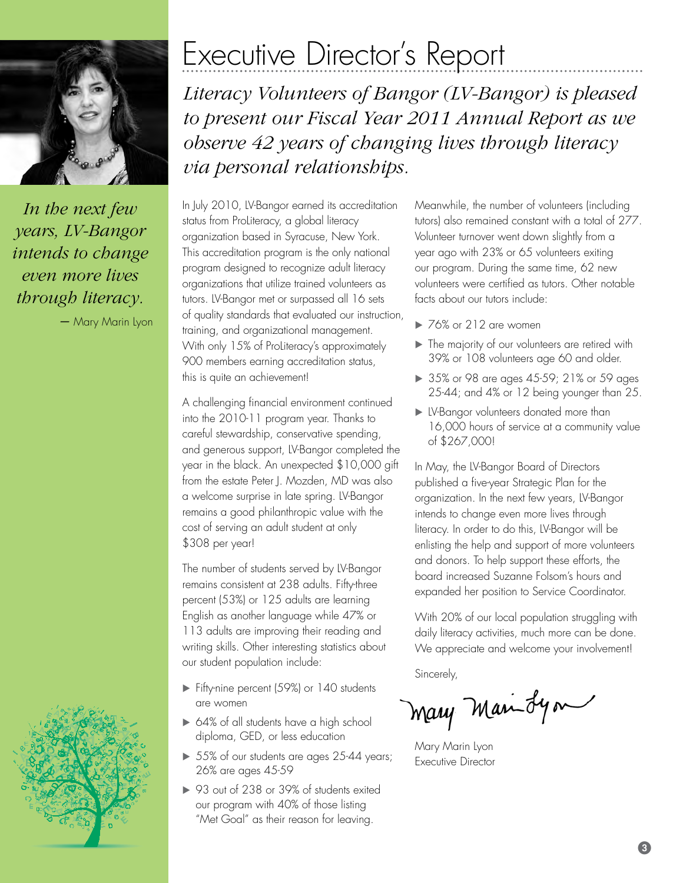# Executive Director's Report

*Literacy Volunteers of Bangor (LV-Bangor) is pleased to present our Fiscal Year 2011 Annual Report as we observe 42 years of changing lives through literacy via personal relationships.*

*In the next few years, LV-Bangor intends to change even more lives through literacy.*

— Mary Marin Lyon

In July 2010, LV-Bangor earned its accreditation status from ProLiteracy, a global literacy organization based in Syracuse, New York. This accreditation program is the only national program designed to recognize adult literacy organizations that utilize trained volunteers as tutors. LV-Bangor met or surpassed all 16 sets of quality standards that evaluated our instruction, training, and organizational management. With only 15% of ProLiteracy's approximately 900 members earning accreditation status, this is quite an achievement!

A challenging financial environment continued into the 2010-11 program year. Thanks to careful stewardship, conservative spending, and generous support, LV-Bangor completed the year in the black. An unexpected $10,000 gift from the estate Peter J. Mozden, MD was also a welcome surprise in late spring. LV-Bangor remains a good philanthropic value with the cost of serving an adult student at only $308 per year!

The number of students served by LV-Bangor remains consistent at 238 adults. Fifty-three percent (53%) or 125 adults are learning English as another language while 47% or 113 adults are improving their reading and writing skills. Other interesting statistics about our student population include:

- Fifty-nine percent (59%) or 140 students are women
- 64% of all students have a high school diploma, GED, or less education
- 55% of our students are ages 25-44 years; 26% are ages 45-59
- 93 out of 238 or 39% of students exited our program with 40% of those listing "Met Goal" as their reason for leaving.

Meanwhile, the number of volunteers (including tutors) also remained constant with a total of 277. Volunteer turnover went down slightly from a year ago with 23% or 65 volunteers exiting our program. During the same time, 62 new volunteers were certified as tutors. Other notable facts about our tutors include:

- 76% or 212 are women
- The majority of our volunteers are retired with 39% or 108 volunteers age 60 and older.
- 35% or 98 are ages 45-59; 21% or 59 ages 25-44; and 4% or 12 being younger than 25.
- LV-Bangor volunteers donated more than 16,000 hours of service at a community value of $267,000!

In May, the LV-Bangor Board of Directors published a five-year Strategic Plan for the organization. In the next few years, LV-Bangor intends to change even more lives through literacy. In order to do this, LV-Bangor will be enlisting the help and support of more volunteers and donors. To help support these efforts, the board increased Suzanne Folsom's hours and expanded her position to Service Coordinator.

With 20% of our local population struggling with daily literacy activities, much more can be done. We appreciate and welcome your involvement!

Sincerely,

Mary Marin Lyon
Executive Director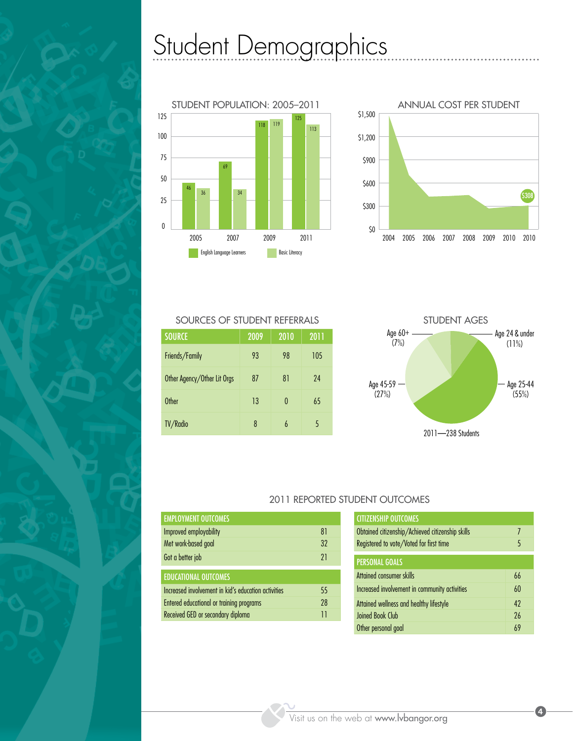# Student Demographics

## STUDENT POPULATION: 2005–2011

| Year | English Language Learners | Basic Literacy |
|---|---|---|
| 2005 | 46 | 36 |
| 2007 | 69 | 34 |
| 2009 | 118 | 119 |
| 2011 | 125 | 113 |

## ANNUAL COST PER STUDENT

2004 2005 2006 2007 2008 2009 2010 2010

$308

## SOURCES OF STUDENT REFERRALS

| SOURCE | 2009 | 2010 | 2011 |
|---|---|---|---|
| Friends/Family | 93 | 98 | 105 |
| Other Agency/Other Lit Orgs | 87 | 81 | 24 |
| Other | 13 | 0 | 65 |
| TV/Radio | 8 | 6 | 5 |

## STUDENT AGES

- Age 24 & under (11%)
- Age 25-44 (55%)
- Age 45-59 (27%)
- Age 60+ (7%)

2011—238 Students

## 2011 REPORTED STUDENT OUTCOMES

| EMPLOYMENT OUTCOMES | |
|---|---|
| Improved employability | 81 |
| Met work-based goal | 32 |
| Got a better job | 21 |

| EDUCATIONAL OUTCOMES | |
|---|---|
| Increased involvement in kid's education activities | 55 |
| Entered educational or training programs | 28 |
| Received GED or secondary diploma | 11 |

| CITIZENSHIP OUTCOMES | |
|---|---|
| Obtained citizenship/Achieved citizenship skills | 7 |
| Registered to vote/Voted for first time | 5 |

| PERSONAL GOALS | |
|---|---|
| Attained consumer skills | 66 |
| Increased involvement in community activities | 60 |
| Attained wellness and healthy lifestyle | 42 |
| Joined Book Club | 26 |
| Other personal goal | 69 |

Visit us on the web at www.lvbangor.org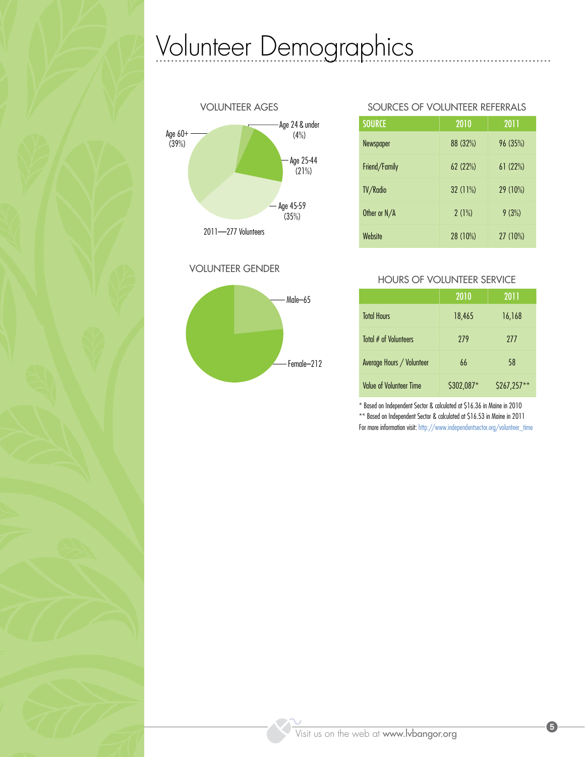# Volunteer Demographics

### VOLUNTEER AGES

- Age 60+ (39%)
- Age 24 & under (4%)
- Age 25-44 (21%)
- Age 45-59 (35%)

2011—277 Volunteers

### VOLUNTEER GENDER

- Male–65
- Female–212

### SOURCES OF VOLUNTEER REFERRALS

| SOURCE | 2010 | 2011 |
|---|---|---|
| Newspaper | 88 (32%) | 96 (35%) |
| Friend/Family | 62 (22%) | 61 (22%) |
| TV/Radio | 32 (11%) | 29 (10%) |
| Other or N/A | 2 (1%) | 9 (3%) |
| Website | 28 (10%) | 27 (10%) |

### HOURS OF VOLUNTEER SERVICE

| | 2010 | 2011 |
|---|---|---|
| Total Hours | 18,465 | 16,168 |
| Total # of Volunteers | 279 | 277 |
| Average Hours / Volunteer | 66 | 58 |
| Value of Volunteer Time | $302,087* | $267,257** |

* Based on Independent Sector & calculated at $16.36 in Maine in 2010
** Based on Independent Sector & calculated at $16.53 in Maine in 2011
For more information visit: http://www.independentsector.org/volunteer_time

Visit us on the web at www.lvbangor.org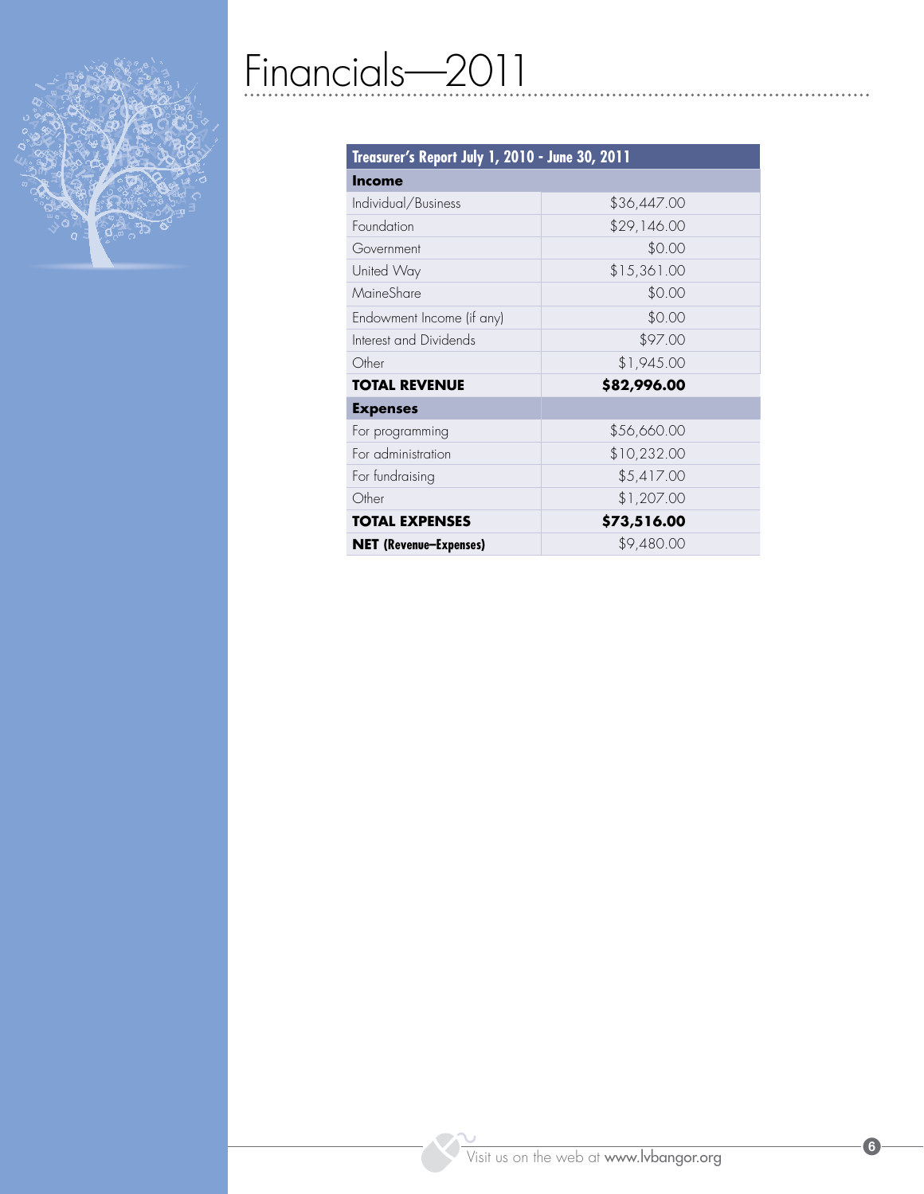# Financials—2011

| Treasurer's Report July 1, 2010 - June 30, 2011 | |
|---|---|
| **Income** | |
| Individual/Business | $36,447.00 |
| Foundation | $29,146.00 |
| Government | $0.00 |
| United Way | $15,361.00 |
| MaineShare | $0.00 |
| Endowment Income (if any) | $0.00 |
| Interest and Dividends | $97.00 |
| Other | $1,945.00 |
| **TOTAL REVENUE** | **$82,996.00** |
| **Expenses** | |
| For programming | $56,660.00 |
| For administration | $10,232.00 |
| For fundraising | $5,417.00 |
| Other | $1,207.00 |
| **TOTAL EXPENSES** | **$73,516.00** |
| **NET (Revenue–Expenses)** | $9,480.00 |

Visit us on the web at **www.lvbangor.org**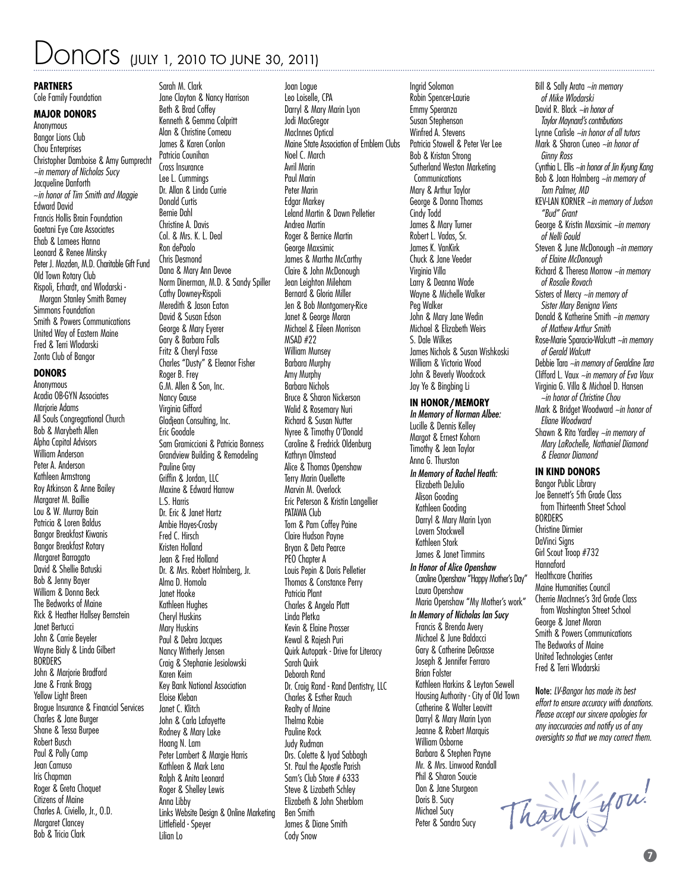# Donors (JULY 1, 2010 TO JUNE 30, 2011)

**PARTNERS**

Cole Family Foundation

**MAJOR DONORS**

Anonymous
Bangor Lions Club
Chou Enterprises
Christopher Damboise & Amy Gumprecht *~in memory of Nicholas Sucy*
Jacqueline Danforth *~in honor of Tim Smith and Maggie*
Edward David
Francis Hollis Brain Foundation
Gaetani Eye Care Associates
Ehab & Lamees Hanna
Leonard & Renee Minsky
Peter J. Mozden, M.D. Charitable Gift Fund
Old Town Rotary Club
Rispoli, Erhardt, and Wlodarski - Morgan Stanley Smith Barney
Simmons Foundation
Smith & Powers Communications
United Way of Eastern Maine
Fred & Terri Wlodarski
Zonta Club of Bangor

**DONORS**

Anonymous
Acadia OB-GYN Associates
Marjorie Adams
All Souls Congregational Church
Bob & Marybeth Allen
Alpha Capital Advisors
William Anderson
Peter A. Anderson
Kathleen Armstrong
Roy Atkinson & Anne Bailey
Margaret M. Baillie
Lou & W. Murray Bain
Patricia & Loren Baldus
Bangor Breakfast Kiwanis
Bangor Breakfast Rotary
Margaret Barragato
David & Shellie Batuski
Bob & Jenny Bayer
William & Donna Beck
The Bedworks of Maine
Rick & Heather Hallsey Bernstein
Janet Bertucci
John & Carrie Beyeler
Wayne Bialy & Linda Gilbert
BORDERS
John & Marjorie Bradford
Jane & Frank Bragg
Yellow Light Breen
Brogue Insurance & Financial Services
Charles & Jane Burger
Shane & Tessa Burpee
Robert Busch
Paul & Polly Camp
Jean Camuso
Iris Chapman
Roger & Greta Choquet
Citizens of Maine
Charles A. Civiello, Jr., O.D.
Margaret Clancey
Bob & Tricia Clark
Sarah M. Clark
Jane Clayton & Nancy Harrison
Beth & Brad Coffey
Kenneth & Gemma Colpritt
Alan & Christine Comeau
James & Karen Conlon
Patricia Counihan
Cross Insurance
Lee L. Cummings
Dr. Allan & Linda Currie
Donald Curtis
Bernie Dahl
Christine A. Davis
Col. & Mrs. K. L. Deal
Ron dePaolo
Chris Desmond
Dana & Mary Ann Devoe
Norm Dinerman, M.D. & Sandy Spiller
Cathy Downey-Rispoli
Meredith & Jason Eaton
David & Susan Edson
George & Mary Eyerer
Gary & Barbara Falls
Fritz & Cheryl Fasse
Charles "Dusty" & Eleanor Fisher
Roger B. Frey
G.M. Allen & Son, Inc.
Nancy Gause
Virginia Gifford
Gladjean Consulting, Inc.
Eric Goodale
Sam Gramiccioni & Patricia Bonness
Grandview Building & Remodeling
Pauline Gray
Griffin & Jordan, LLC
Maxine & Edward Harrow
L.S. Harris
Dr. Eric & Janet Hartz
Ambie Hayes-Crosby
Fred C. Hirsch
Kristen Holland
Jean & Fred Holland
Dr. & Mrs. Robert Holmberg, Jr.
Alma D. Homola
Janet Hooke
Kathleen Hughes
Cheryl Huskins
Mary Huskins
Paul & Debra Jacques
Nancy Witherly Jensen
Craig & Stephanie Jesiolowski
Karen Keim
Key Bank National Association
Eloise Kleban
Janet C. Klitch
John & Carla Lafayette
Rodney & Mary Lake
Hoang N. Lam
Peter Lambert & Margie Harris
Kathleen & Mark Lena
Ralph & Anita Leonard
Roger & Shelley Lewis
Anna Libby
Links Website Design & Online Marketing
Littlefield - Speyer
Lilian Lo
Joan Logue
Leo Loiselle, CPA
Darryl & Mary Marin Lyon
Jodi MacGregor
MacInnes Optical
Maine State Association of Emblem Clubs
Noel C. March
Avril Marin
Paul Marin
Peter Marin
Edgar Markey
Leland Martin & Dawn Pelletier
Andrea Martin
Roger & Bernice Martin
George Maxsimic
James & Martha McCarthy
Claire & John McDonough
Jean Leighton Mileham
Bernard & Gloria Miller
Jen & Bob Montgomery-Rice
Janet & George Moran
Michael & Eileen Morrison
MSAD #22
William Munsey
Barbara Murphy
Amy Murphy
Barbara Nichols
Bruce & Sharon Nickerson
Walid & Rosemary Nuri
Richard & Susan Nutter
Nyree & Timothy O'Donald
Caroline & Fredrick Oldenburg
Kathryn Olmstead
Alice & Thomas Openshaw
Terry Marin Ouellette
Marvin M. Overlock
Eric Peterson & Kristin Langellier
PATAWA Club
Tom & Pam Coffey Paine
Claire Hudson Payne
Bryan & Deta Pearce
PEO Chapter A
Louis Pepin & Doris Pelletier
Thomas & Constance Perry
Patricia Plant
Charles & Angela Platt
Linda Pletka
Kevin & Elaine Prosser
Kewal & Rajesh Puri
Quirk Autopark - Drive for Literacy
Sarah Quirk
Deborah Rand
Dr. Craig Rand - Rand Dentistry, LLC
Charles & Esther Rauch
Realty of Maine
Thelma Robie
Pauline Rock
Judy Rudman
Drs. Colette & Iyad Sabbagh
St. Paul the Apostle Parish
Sam's Club Store # 6333
Steve & Lizabeth Schley
Elizabeth & John Sherblom
Ben Smith
James & Diane Smith
Cody Snow
Ingrid Solomon
Robin Spencer-Laurie
Emmy Speranza
Susan Stephenson
Winfred A. Stevens
Patricia Stowell & Peter Ver Lee
Bob & Kristan Strong
Sutherland Weston Marketing Communications
Mary & Arthur Taylor
George & Donna Thomas
Cindy Todd
James & Mary Turner
Robert L. Vadas, Sr.
James K. VanKirk
Chuck & Jane Veeder
Virginia Villa
Larry & Deanna Wade
Wayne & Michelle Walker
Peg Walker
John & Mary Jane Wedin
Michael & Elizabeth Weirs
S. Dale Wilkes
James Nichols & Susan Wishkoski
William & Victoria Wood
John & Beverly Woodcock
Jay Ye & Bingbing Li

**IN HONOR/MEMORY**

*In Memory of Norman Albee:*
Lucille & Dennis Kelley
Margot & Ernest Kohorn
Timothy & Jean Taylor
Anna G. Thurston

*In Memory of Rachel Heath:*
Elizabeth DeJulio
Alison Gooding
Kathleen Gooding
Darryl & Mary Marin Lyon
Lovern Stockwell
Kathleen Stork
James & Janet Timmins

*In Honor of Alice Openshaw*
Caroline Openshaw "Happy Mother's Day"
Laura Openshaw
Maria Openshaw "My Mother's work"

*In Memory of Nicholas Ian Sucy*
Francis & Brenda Avery
Michael & June Baldacci
Gary & Catherine DeGrasse
Joseph & Jennifer Ferraro
Brian Folster
Kathleen Harkins & Leyton Sewell
Housing Authority - City of Old Town
Catherine & Walter Leavitt
Darryl & Mary Marin Lyon
Jeanne & Robert Marquis
William Osborne
Barbara & Stephen Payne
Mr. & Mrs. Linwood Randall
Phil & Sharon Soucie
Don & Jane Sturgeon
Doris B. Sucy
Michael Sucy
Peter & Sandra Sucy

Bill & Sally Arata *~in memory of Mike Wlodarski*
David R. Black *~in honor of Taylor Maynard's contributions*
Lynne Carlisle *~in honor of all tutors*
Mark & Sharon Cuneo *~in honor of Ginny Ross*
Cynthia L. Ellis *~in honor of Jin Kyung Kang*
Bob & Joan Holmberg *~in memory of Tom Palmer, MD*
KEV-LAN KORNER *~in memory of Judson "Bud" Grant*
George & Kristin Maxsimic *~in memory of Nelli Gould*
Steven & June McDonough *~in memory of Elaine McDonough*
Richard & Theresa Morrow *~in memory of Rosalie Rovach*
Sisters of Mercy *~in memory of Sister Mary Benigna Viens*
Donald & Katherine Smith *~in memory of Mathew Arthur Smith*
Rose-Marie Sparacio-Walcutt *~in memory of Gerald Walcutt*
Debbie Tara *~in memory of Geraldine Tara*
Clifford L. Vaux *~in memory of Eva Vaux*
Virginia G. Villa & Michael D. Hansen *~in honor of Christine Chou*
Mark & Bridget Woodward *~in honor of Eliane Woodward*
Shawn & Rita Yardley *~in memory of Mary LaRochelle, Nathaniel Diamond & Eleanor Diamond*

**IN KIND DONORS**

Bangor Public Library
Joe Bennett's 5th Grade Class from Thirteenth Street School
BORDERS
Christine Dirmier
DaVinci Signs
Girl Scout Troop #732
Hannaford
Healthcare Charities
Maine Humanities Council
Cherrie MacInnes's 3rd Grade Class from Washington Street School
George & Janet Moran
Smith & Powers Communications
The Bedworks of Maine
United Technologies Center
Fred & Terri Wlodarski

**Note:** *LV-Bangor has made its best effort to ensure accuracy with donations. Please accept our sincere apologies for any inaccuracies and notify us of any oversights so that we may correct them.*

Thank you!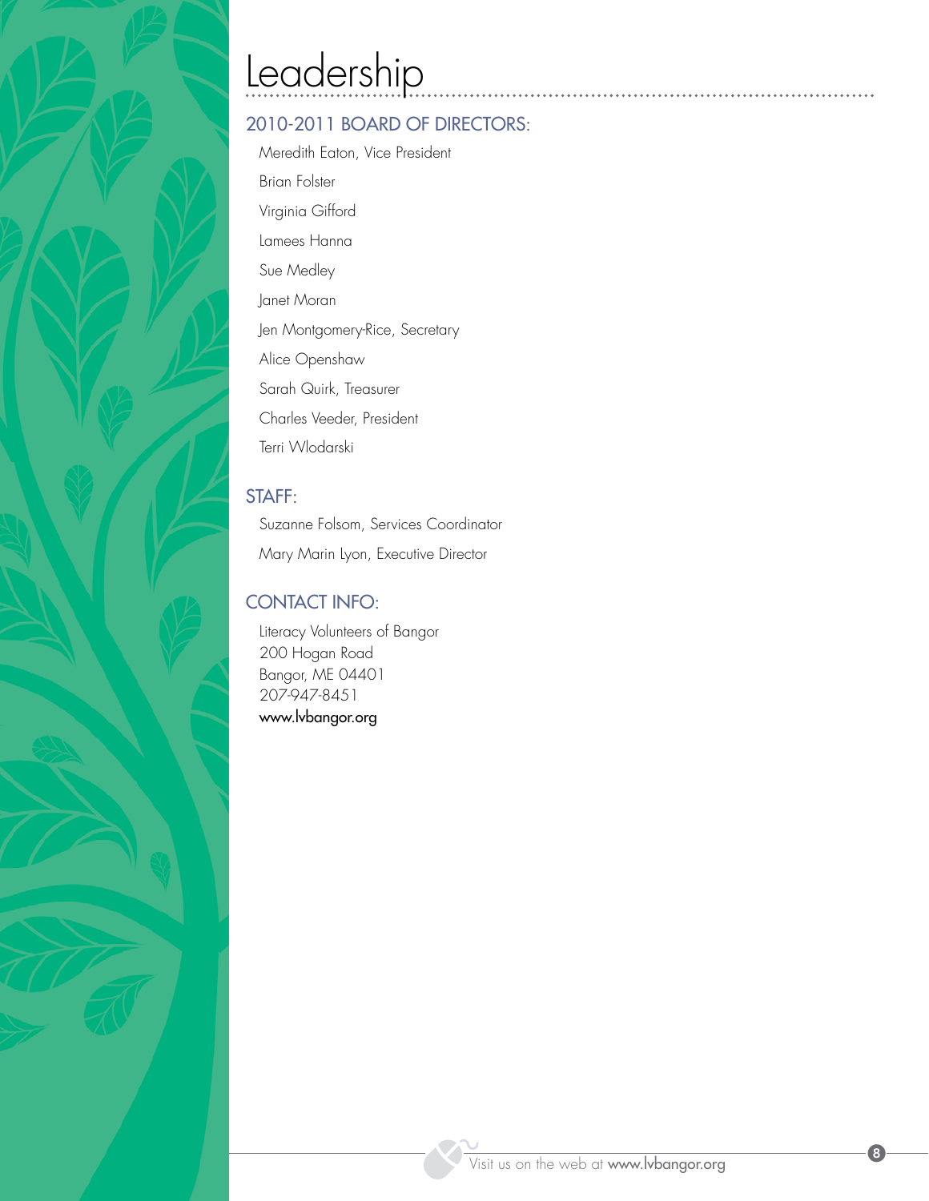# Leadership

## 2010-2011 BOARD OF DIRECTORS:

Meredith Eaton, Vice President

Brian Folster

Virginia Gifford

Lamees Hanna

Sue Medley

Janet Moran

Jen Montgomery-Rice, Secretary

Alice Openshaw

Sarah Quirk, Treasurer

Charles Veeder, President

Terri Wlodarski

## STAFF:

Suzanne Folsom, Services Coordinator

Mary Marin Lyon, Executive Director

## CONTACT INFO:

Literacy Volunteers of Bangor
200 Hogan Road
Bangor, ME 04401
207-947-8451
www.lvbangor.org